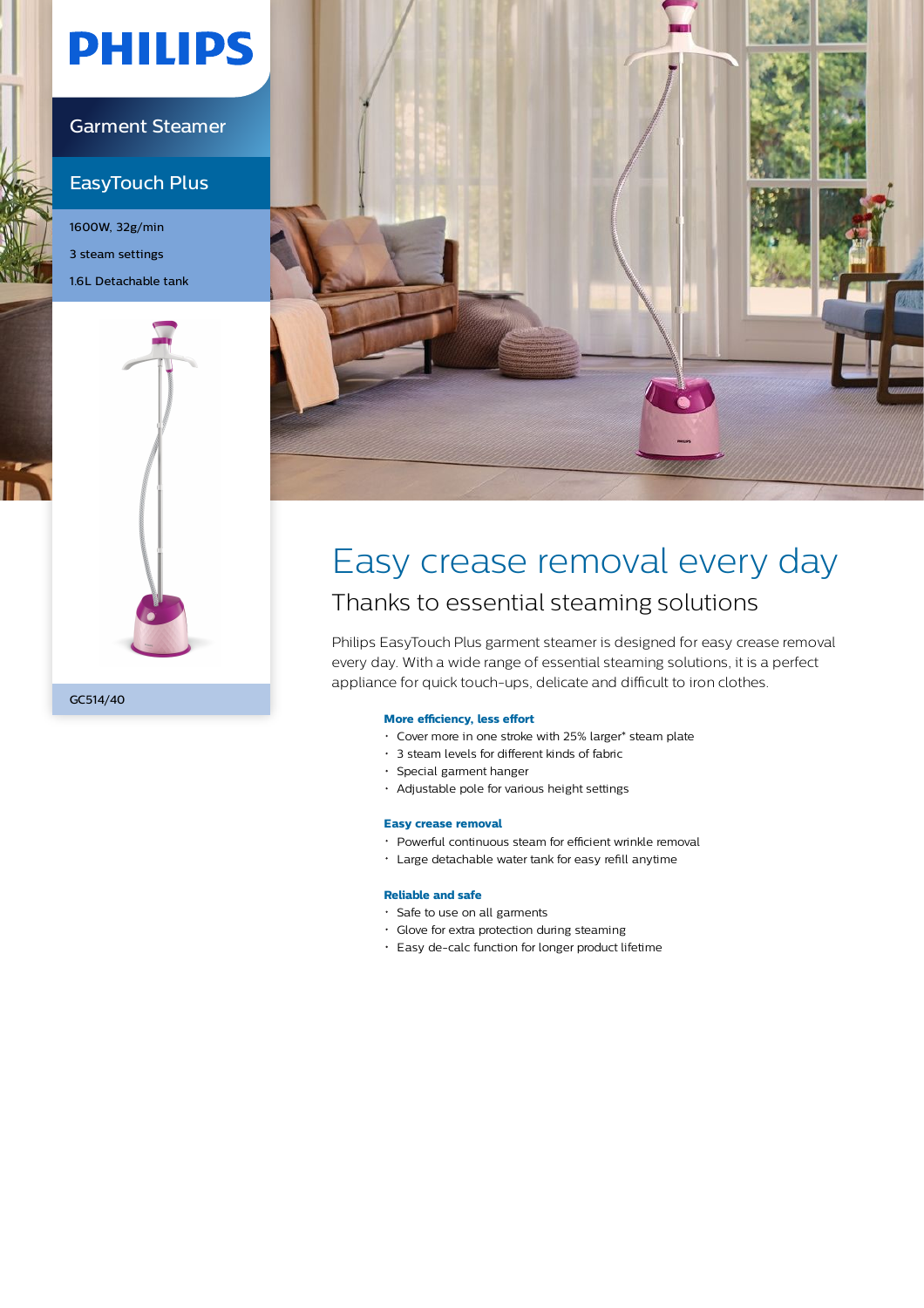PHILIPS

Garment Steamer

EasyTouch Plus

1600W, 32g/min

3 steam settings

1.6L Detachable tank

GC514/40

# Easy crease removal every day

## Thanks to essential steaming solutions

Philips EasyTouch Plus garment steamer is designed for easy crease removal every day. With a wide range of essential steaming solutions, it is a perfect appliance for quick touch-ups, delicate and difficult to iron clothes.

**More efficiency, less effort**

- Cover more in one stroke with 25% larger* steam plate
- 3 steam levels for different kinds of fabric
- Special garment hanger
- Adjustable pole for various height settings

**Easy crease removal**

- Powerful continuous steam for efficient wrinkle removal
- Large detachable water tank for easy refill anytime

**Reliable and safe**

- Safe to use on all garments
- Glove for extra protection during steaming
- Easy de-calc function for longer product lifetime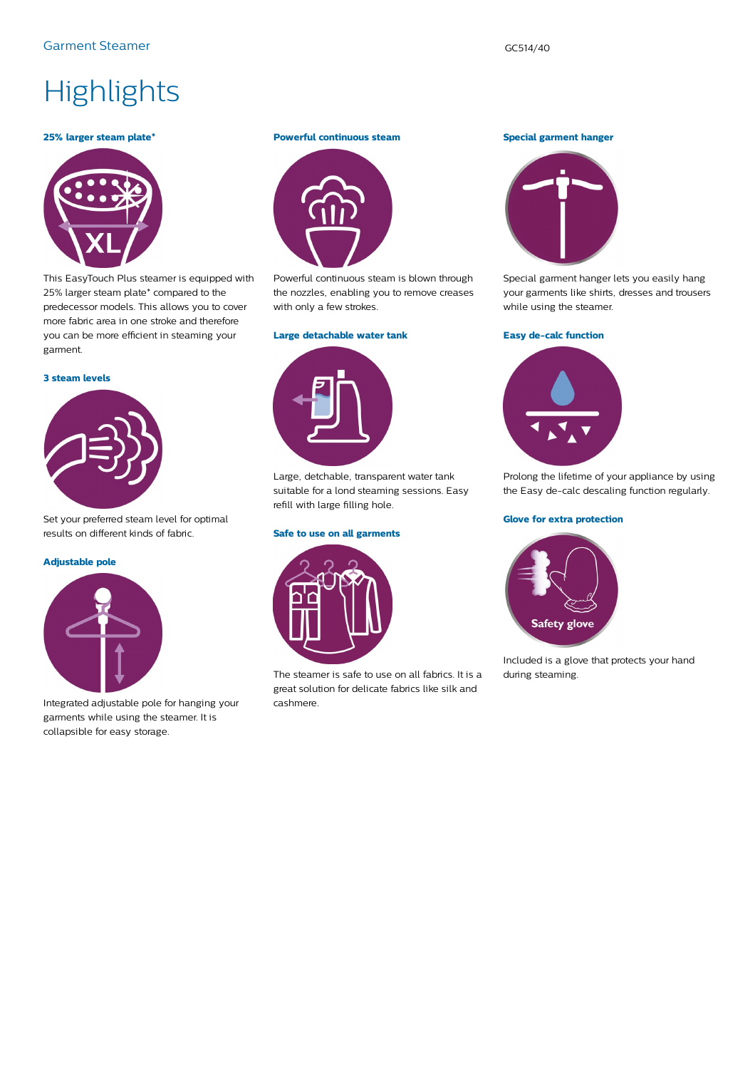Garment Steamer

GC514/40

# Highlights

### 25% larger steam plate*

This EasyTouch Plus steamer is equipped with 25% larger steam plate* compared to the predecessor models. This allows you to cover more fabric area in one stroke and therefore you can be more efficient in steaming your garment.

### 3 steam levels

Set your preferred steam level for optimal results on different kinds of fabric.

### Adjustable pole

Integrated adjustable pole for hanging your garments while using the steamer. It is collapsible for easy storage.

### Powerful continuous steam

Powerful continuous steam is blown through the nozzles, enabling you to remove creases with only a few strokes.

### Large detachable water tank

Large, detchable, transparent water tank suitable for a lond steaming sessions. Easy refill with large filling hole.

### Safe to use on all garments

The steamer is safe to use on all fabrics. It is a great solution for delicate fabrics like silk and cashmere.

### Special garment hanger

Special garment hanger lets you easily hang your garments like shirts, dresses and trousers while using the steamer.

### Easy de-calc function

Prolong the lifetime of your appliance by using the Easy de-calc descaling function regularly.

### Glove for extra protection

Included is a glove that protects your hand during steaming.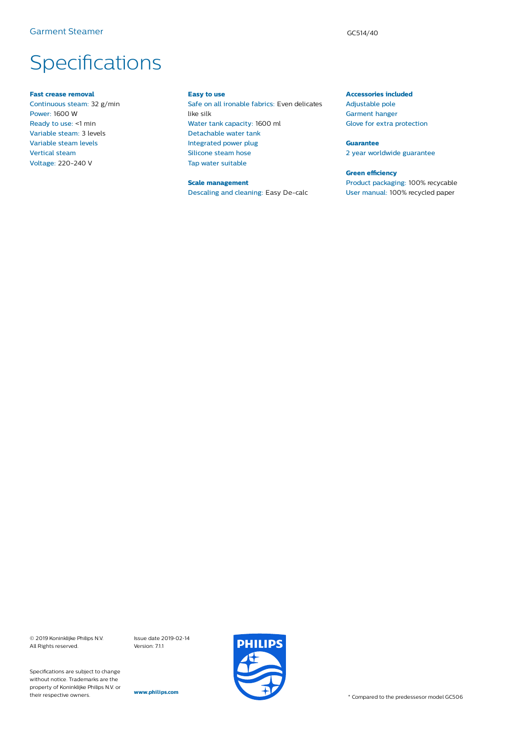# Specifications

### Fast crease removal

- Continuous steam: 32 g/min
- Power: 1600 W
- Ready to use: <1 min
- Variable steam: 3 levels
- Variable steam levels
- Vertical steam
- Voltage: 220-240 V

### Easy to use

- Safe on all ironable fabrics: Even delicates like silk
- Water tank capacity: 1600 ml
- Detachable water tank
- Integrated power plug
- Silicone steam hose
- Tap water suitable

### Scale management

- Descaling and cleaning: Easy De-calc

### Accessories included

- Adjustable pole
- Garment hanger
- Glove for extra protection

### Guarantee

- 2 year worldwide guarantee

### Green efficiency

- Product packaging: 100% recyclable
- User manual: 100% recycled paper

© 2019 Koninklijke Philips N.V.
All Rights reserved.

Issue date 2019-02-14
Version: 7.1.1

Specifications are subject to change without notice. Trademarks are the property of Koninklijke Philips N.V. or their respective owners.

www.philips.com

\* Compared to the predessesor model GC506